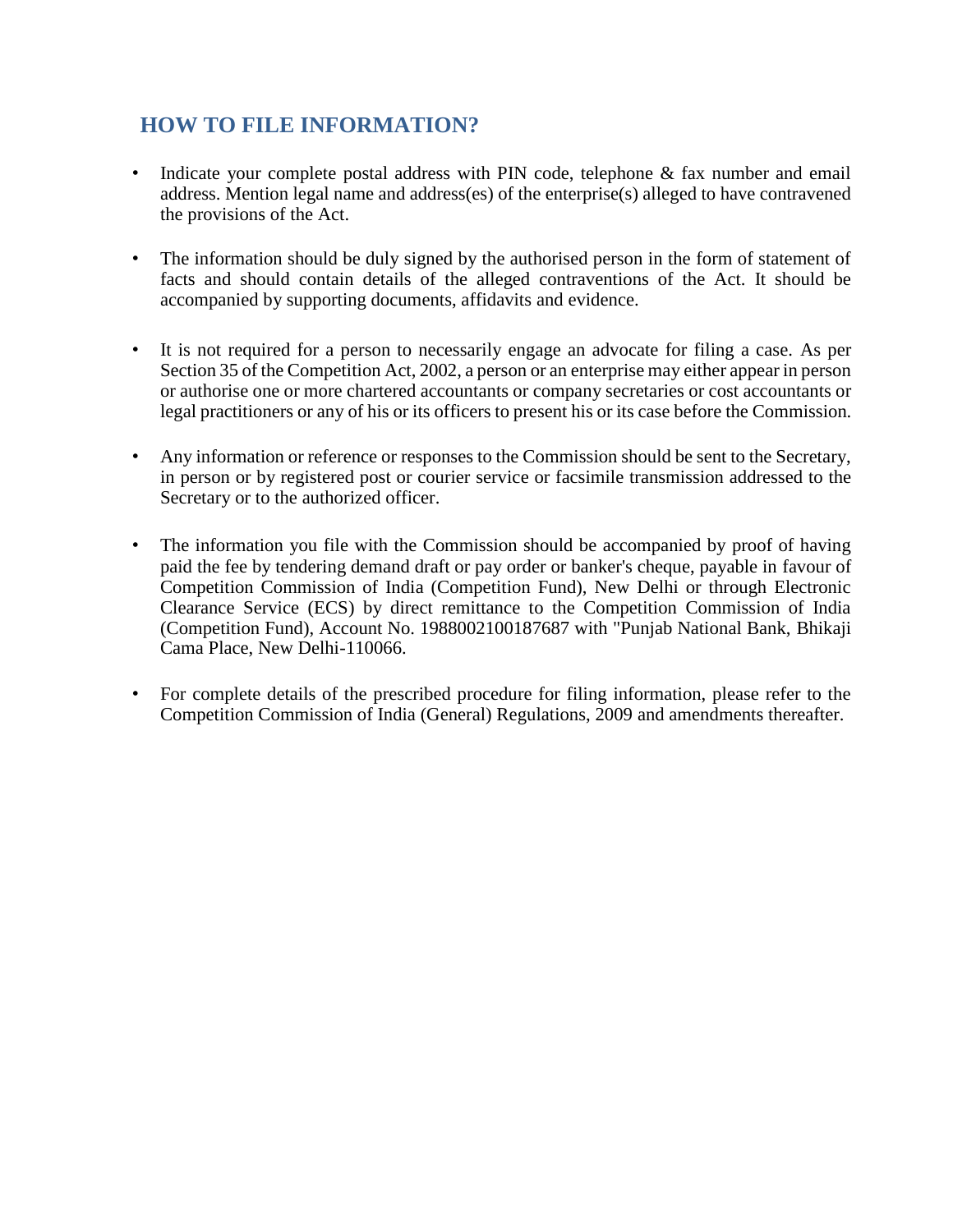## HOW TO FILE INFORMATION?

- Indicate your complete postal address with PIN code, telephone & fax number and email address. Mention legal name and address(es) of the enterprise(s) alleged to have contravened the provisions of the Act.

- The information should be duly signed by the authorised person in the form of statement of facts and should contain details of the alleged contraventions of the Act. It should be accompanied by supporting documents, affidavits and evidence.

- It is not required for a person to necessarily engage an advocate for filing a case. As per Section 35 of the Competition Act, 2002, a person or an enterprise may either appear in person or authorise one or more chartered accountants or company secretaries or cost accountants or legal practitioners or any of his or its officers to present his or its case before the Commission.

- Any information or reference or responses to the Commission should be sent to the Secretary, in person or by registered post or courier service or facsimile transmission addressed to the Secretary or to the authorized officer.

- The information you file with the Commission should be accompanied by proof of having paid the fee by tendering demand draft or pay order or banker's cheque, payable in favour of Competition Commission of India (Competition Fund), New Delhi or through Electronic Clearance Service (ECS) by direct remittance to the Competition Commission of India (Competition Fund), Account No. 1988002100187687 with "Punjab National Bank, Bhikaji Cama Place, New Delhi-110066.

- For complete details of the prescribed procedure for filing information, please refer to the Competition Commission of India (General) Regulations, 2009 and amendments thereafter.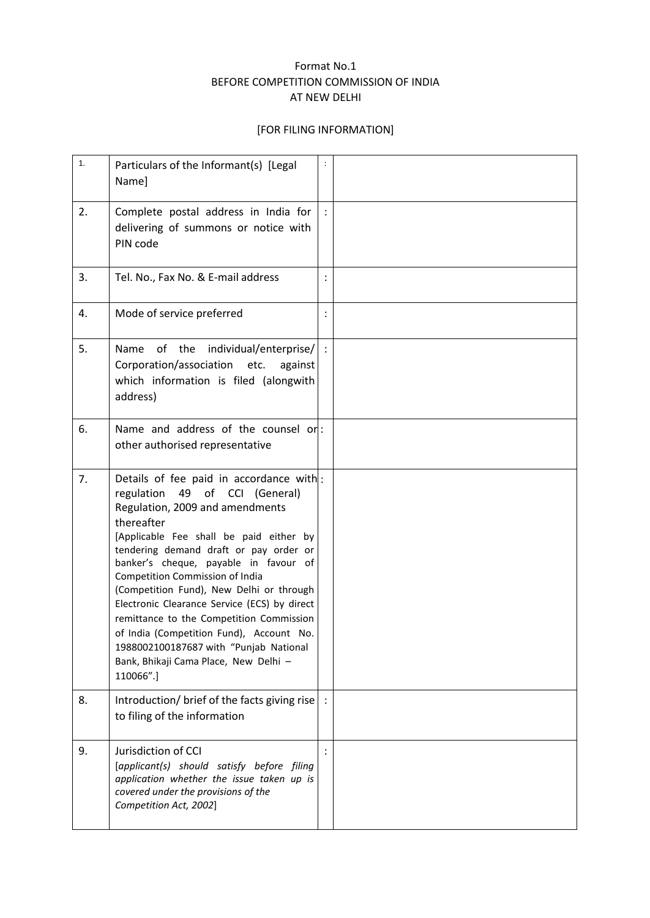Format No.1

BEFORE COMPETITION COMMISSION OF INDIA

AT NEW DELHI

[FOR FILING INFORMATION]

| | | | |
|---|---|---|---|
| 1. | Particulars of the Informant(s) [Legal Name] | : | |
| 2. | Complete postal address in India for delivering of summons or notice with PIN code | : | |
| 3. | Tel. No., Fax No. & E-mail address | : | |
| 4. | Mode of service preferred | : | |
| 5. | Name of the individual/enterprise/ Corporation/association etc. against which information is filed (alongwith address) | : | |
| 6. | Name and address of the counsel or other authorised representative | : | |
| 7. | Details of fee paid in accordance with regulation 49 of CCI (General) Regulation, 2009 and amendments thereafter [Applicable Fee shall be paid either by tendering demand draft or pay order or banker's cheque, payable in favour of Competition Commission of India (Competition Fund), New Delhi or through Electronic Clearance Service (ECS) by direct remittance to the Competition Commission of India (Competition Fund), Account No. 1988002100187687 with "Punjab National Bank, Bhikaji Cama Place, New Delhi – 110066".] | : | |
| 8. | Introduction/ brief of the facts giving rise to filing of the information | : | |
| 9. | Jurisdiction of CCI [*applicant(s) should satisfy before filing application whether the issue taken up is covered under the provisions of the Competition Act, 2002*] | : | |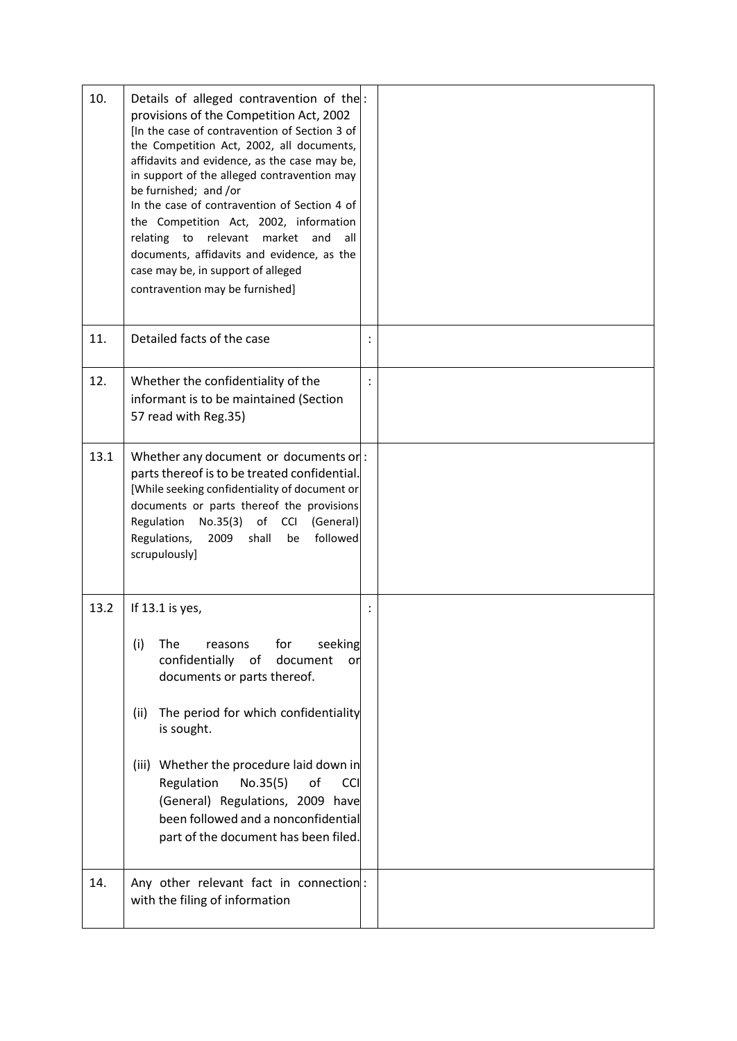| | | | |
|---|---|---|---|
| 10. | Details of alleged contravention of the provisions of the Competition Act, 2002 [In the case of contravention of Section 3 of the Competition Act, 2002, all documents, affidavits and evidence, as the case may be, in support of the alleged contravention may be furnished; and /or In the case of contravention of Section 4 of the Competition Act, 2002, information relating to relevant market and all documents, affidavits and evidence, as the case may be, in support of alleged contravention may be furnished] | : | |
| 11. | Detailed facts of the case | : | |
| 12. | Whether the confidentiality of the informant is to be maintained (Section 57 read with Reg.35) | : | |
| 13.1 | Whether any document or documents or parts thereof is to be treated confidential. [While seeking confidentiality of document or documents or parts thereof the provisions Regulation No.35(3) of CCI (General) Regulations, 2009 shall be followed scrupulously] | : | |
| 13.2 | If 13.1 is yes,<br><br>(i) The reasons for seeking confidentially of document or documents or parts thereof.<br><br>(ii) The period for which confidentiality is sought.<br><br>(iii) Whether the procedure laid down in Regulation No.35(5) of CCI (General) Regulations, 2009 have been followed and a nonconfidential part of the document has been filed. | : | |
| 14. | Any other relevant fact in connection with the filing of information | : | |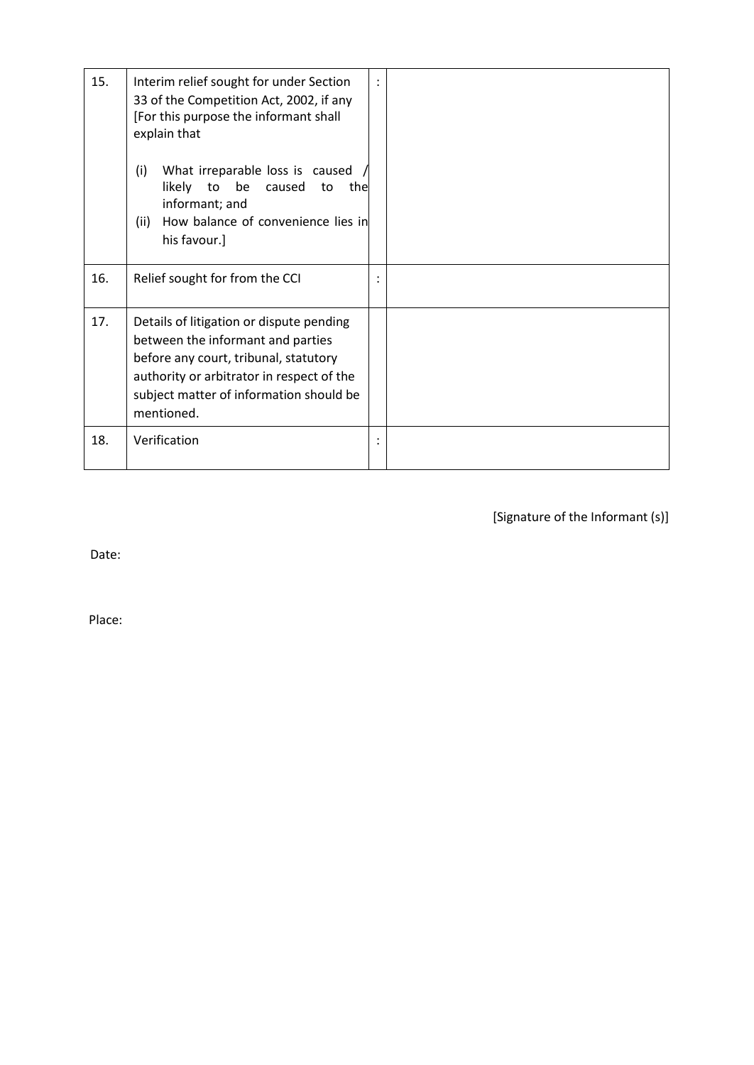| | | | |
|---|---|---|---|
| 15. | Interim relief sought for under Section 33 of the Competition Act, 2002, if any [For this purpose the informant shall explain that<br><br>(i) What irreparable loss is caused / likely to be caused to the informant; and<br>(ii) How balance of convenience lies in his favour.] | : | |
| 16. | Relief sought for from the CCI | : | |
| 17. | Details of litigation or dispute pending between the informant and parties before any court, tribunal, statutory authority or arbitrator in respect of the subject matter of information should be mentioned. | | |
| 18. | Verification | : | |

[Signature of the Informant (s)]

Date:

Place: